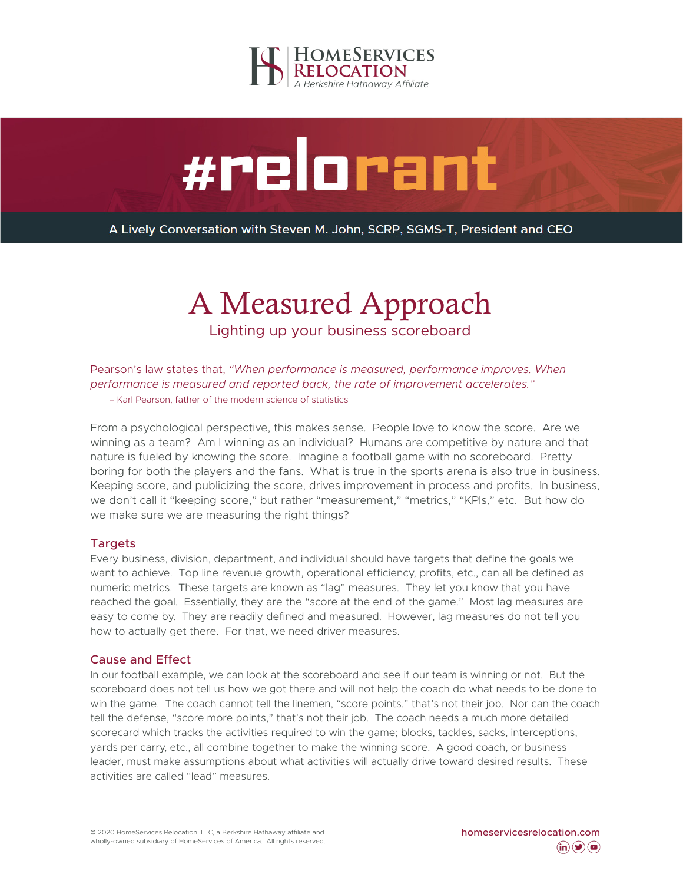HomeServices Relocation
A Berkshire Hathaway Affiliate

# #relorant

A Lively Conversation with Steven M. John, SCRP, SGMS-T, President and CEO

# A Measured Approach

## Lighting up your business scoreboard

Pearson's law states that, *"When performance is measured, performance improves. When performance is measured and reported back, the rate of improvement accelerates."*

– Karl Pearson, father of the modern science of statistics

From a psychological perspective, this makes sense. People love to know the score. Are we winning as a team? Am I winning as an individual? Humans are competitive by nature and that nature is fueled by knowing the score. Imagine a football game with no scoreboard. Pretty boring for both the players and the fans. What is true in the sports arena is also true in business. Keeping score, and publicizing the score, drives improvement in process and profits. In business, we don't call it "keeping score," but rather "measurement," "metrics," "KPIs," etc. But how do we make sure we are measuring the right things?

### Targets

Every business, division, department, and individual should have targets that define the goals we want to achieve. Top line revenue growth, operational efficiency, profits, etc., can all be defined as numeric metrics. These targets are known as "lag" measures. They let you know that you have reached the goal. Essentially, they are the "score at the end of the game." Most lag measures are easy to come by. They are readily defined and measured. However, lag measures do not tell you how to actually get there. For that, we need driver measures.

### Cause and Effect

In our football example, we can look at the scoreboard and see if our team is winning or not. But the scoreboard does not tell us how we got there and will not help the coach do what needs to be done to win the game. The coach cannot tell the linemen, "score points." that's not their job. Nor can the coach tell the defense, "score more points," that's not their job. The coach needs a much more detailed scorecard which tracks the activities required to win the game; blocks, tackles, sacks, interceptions, yards per carry, etc., all combine together to make the winning score. A good coach, or business leader, must make assumptions about what activities will actually drive toward desired results. These activities are called "lead" measures.

© 2020 HomeServices Relocation, LLC, a Berkshire Hathaway affiliate and wholly-owned subsidiary of HomeServices of America. All rights reserved.

homeservicesrelocation.com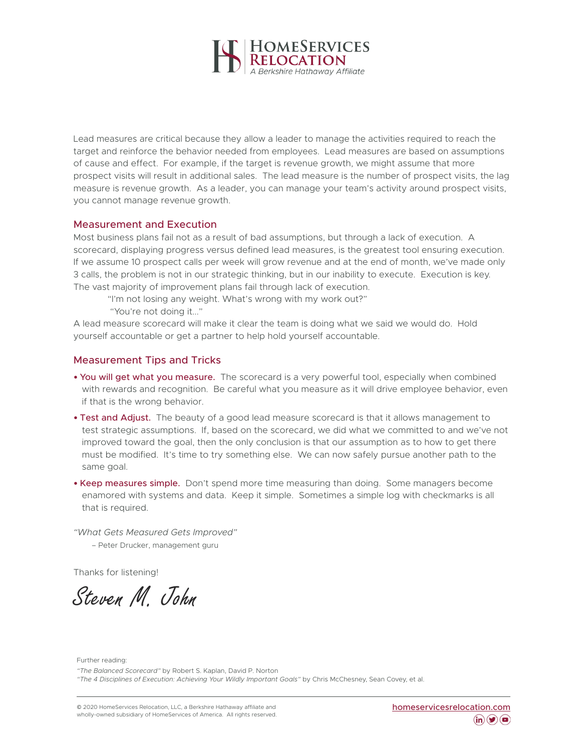HOMESERVICES RELOCATION
A Berkshire Hathaway Affiliate

Lead measures are critical because they allow a leader to manage the activities required to reach the target and reinforce the behavior needed from employees. Lead measures are based on assumptions of cause and effect. For example, if the target is revenue growth, we might assume that more prospect visits will result in additional sales. The lead measure is the number of prospect visits, the lag measure is revenue growth. As a leader, you can manage your team's activity around prospect visits, you cannot manage revenue growth.

## Measurement and Execution

Most business plans fail not as a result of bad assumptions, but through a lack of execution. A scorecard, displaying progress versus defined lead measures, is the greatest tool ensuring execution. If we assume 10 prospect calls per week will grow revenue and at the end of month, we've made only 3 calls, the problem is not in our strategic thinking, but in our inability to execute. Execution is key. The vast majority of improvement plans fail through lack of execution.

> "I'm not losing any weight. What's wrong with my work out?"
> "You're not doing it…"

A lead measure scorecard will make it clear the team is doing what we said we would do. Hold yourself accountable or get a partner to help hold yourself accountable.

## Measurement Tips and Tricks

- **You will get what you measure.** The scorecard is a very powerful tool, especially when combined with rewards and recognition. Be careful what you measure as it will drive employee behavior, even if that is the wrong behavior.
- **Test and Adjust.** The beauty of a good lead measure scorecard is that it allows management to test strategic assumptions. If, based on the scorecard, we did what we committed to and we've not improved toward the goal, then the only conclusion is that our assumption as to how to get there must be modified. It's time to try something else. We can now safely pursue another path to the same goal.
- **Keep measures simple.** Don't spend more time measuring than doing. Some managers become enamored with systems and data. Keep it simple. Sometimes a simple log with checkmarks is all that is required.

*"What Gets Measured Gets Improved"*
– Peter Drucker, management guru

Thanks for listening!

Steven M. John

Further reading:
*"The Balanced Scorecard"* by Robert S. Kaplan, David P. Norton
*"The 4 Disciplines of Execution: Achieving Your Wildly Important Goals"* by Chris McChesney, Sean Covey, et al.

© 2020 HomeServices Relocation, LLC, a Berkshire Hathaway affiliate and wholly-owned subsidiary of HomeServices of America. All rights reserved.

homeservicesrelocation.com